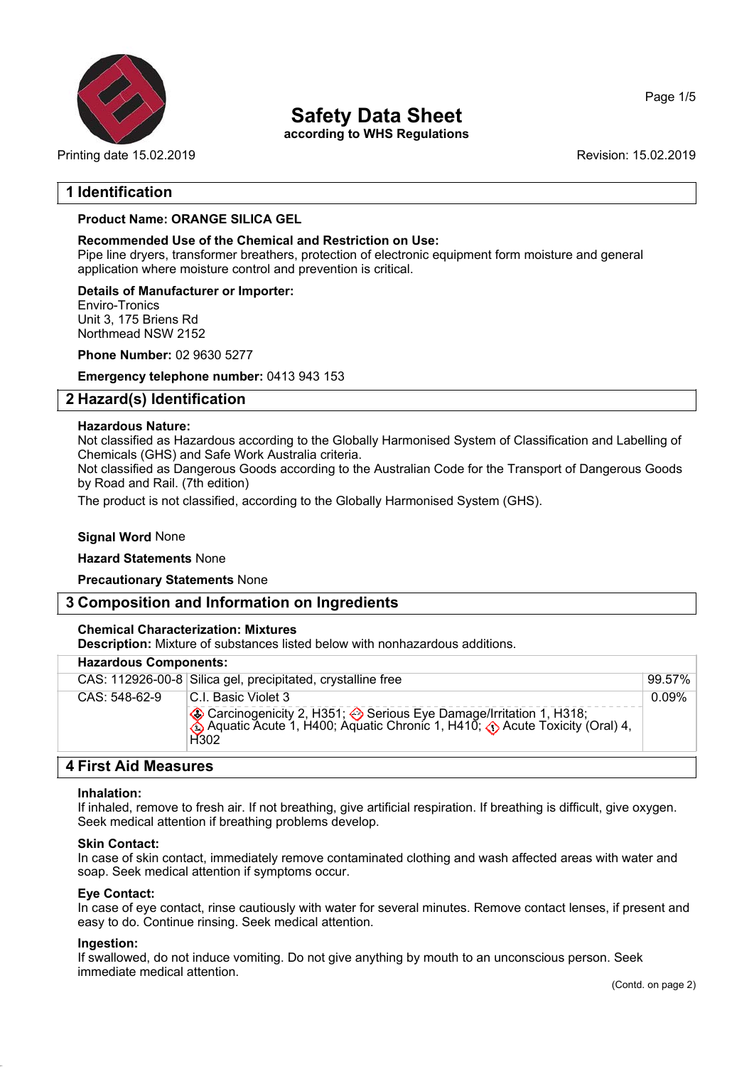# Safety Data Sheet

**according to WHS Regulations**

Printing date 15.02.2019

Revision: 15.02.2019

## 1 Identification

**Product Name: ORANGE SILICA GEL**

**Recommended Use of the Chemical and Restriction on Use:**
Pipe line dryers, transformer breathers, protection of electronic equipment form moisture and general application where moisture control and prevention is critical.

**Details of Manufacturer or Importer:**
Enviro-Tronics
Unit 3, 175 Briens Rd
Northmead NSW 2152

**Phone Number:** 02 9630 5277

**Emergency telephone number:** 0413 943 153

## 2 Hazard(s) Identification

**Hazardous Nature:**
Not classified as Hazardous according to the Globally Harmonised System of Classification and Labelling of Chemicals (GHS) and Safe Work Australia criteria.
Not classified as Dangerous Goods according to the Australian Code for the Transport of Dangerous Goods by Road and Rail. (7th edition)

The product is not classified, according to the Globally Harmonised System (GHS).

**Signal Word** None

**Hazard Statements** None

**Precautionary Statements** None

## 3 Composition and Information on Ingredients

**Chemical Characterization: Mixtures**
**Description:** Mixture of substances listed below with nonhazardous additions.

| **Hazardous Components:** | | |
|---|---|---|
| CAS: 112926-00-8 | Silica gel, precipitated, crystalline free | 99.57% |
| CAS: 548-62-9 | C.I. Basic Violet 3<br>Carcinogenicity 2, H351; Serious Eye Damage/Irritation 1, H318; Aquatic Acute 1, H400; Aquatic Chronic 1, H410; Acute Toxicity (Oral) 4, H302 | 0.09% |

## 4 First Aid Measures

**Inhalation:**
If inhaled, remove to fresh air. If not breathing, give artificial respiration. If breathing is difficult, give oxygen. Seek medical attention if breathing problems develop.

**Skin Contact:**
In case of skin contact, immediately remove contaminated clothing and wash affected areas with water and soap. Seek medical attention if symptoms occur.

**Eye Contact:**
In case of eye contact, rinse cautiously with water for several minutes. Remove contact lenses, if present and easy to do. Continue rinsing. Seek medical attention.

**Ingestion:**
If swallowed, do not induce vomiting. Do not give anything by mouth to an unconscious person. Seek immediate medical attention.

(Contd. on page 2)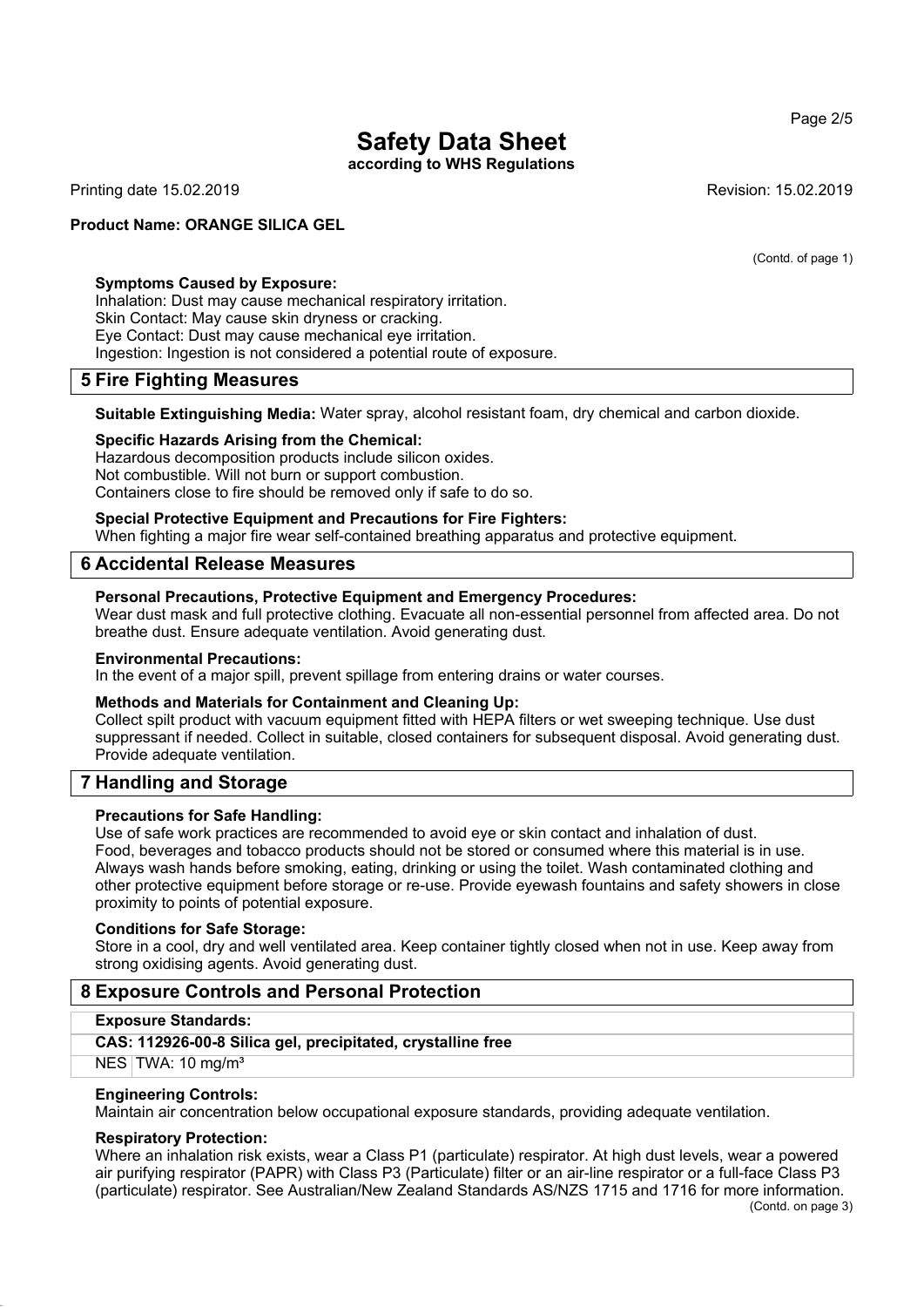(Contd. of page 1)

**Symptoms Caused by Exposure:**
Inhalation: Dust may cause mechanical respiratory irritation.
Skin Contact: May cause skin dryness or cracking.
Eye Contact: Dust may cause mechanical eye irritation.
Ingestion: Ingestion is not considered a potential route of exposure.

## 5 Fire Fighting Measures

**Suitable Extinguishing Media:** Water spray, alcohol resistant foam, dry chemical and carbon dioxide.

**Specific Hazards Arising from the Chemical:**
Hazardous decomposition products include silicon oxides.
Not combustible. Will not burn or support combustion.
Containers close to fire should be removed only if safe to do so.

**Special Protective Equipment and Precautions for Fire Fighters:**
When fighting a major fire wear self-contained breathing apparatus and protective equipment.

## 6 Accidental Release Measures

**Personal Precautions, Protective Equipment and Emergency Procedures:**
Wear dust mask and full protective clothing. Evacuate all non-essential personnel from affected area. Do not breathe dust. Ensure adequate ventilation. Avoid generating dust.

**Environmental Precautions:**
In the event of a major spill, prevent spillage from entering drains or water courses.

**Methods and Materials for Containment and Cleaning Up:**
Collect spilt product with vacuum equipment fitted with HEPA filters or wet sweeping technique. Use dust suppressant if needed. Collect in suitable, closed containers for subsequent disposal. Avoid generating dust. Provide adequate ventilation.

## 7 Handling and Storage

**Precautions for Safe Handling:**
Use of safe work practices are recommended to avoid eye or skin contact and inhalation of dust.
Food, beverages and tobacco products should not be stored or consumed where this material is in use.
Always wash hands before smoking, eating, drinking or using the toilet. Wash contaminated clothing and other protective equipment before storage or re-use. Provide eyewash fountains and safety showers in close proximity to points of potential exposure.

**Conditions for Safe Storage:**
Store in a cool, dry and well ventilated area. Keep container tightly closed when not in use. Keep away from strong oxidising agents. Avoid generating dust.

## 8 Exposure Controls and Personal Protection

| **Exposure Standards:** | |
|---|---|
| **CAS: 112926-00-8 Silica gel, precipitated, crystalline free** | |
| NES | TWA: 10 mg/m³ |

**Engineering Controls:**
Maintain air concentration below occupational exposure standards, providing adequate ventilation.

**Respiratory Protection:**
Where an inhalation risk exists, wear a Class P1 (particulate) respirator. At high dust levels, wear a powered air purifying respirator (PAPR) with Class P3 (Particulate) filter or an air-line respirator or a full-face Class P3 (particulate) respirator. See Australian/New Zealand Standards AS/NZS 1715 and 1716 for more information.

(Contd. on page 3)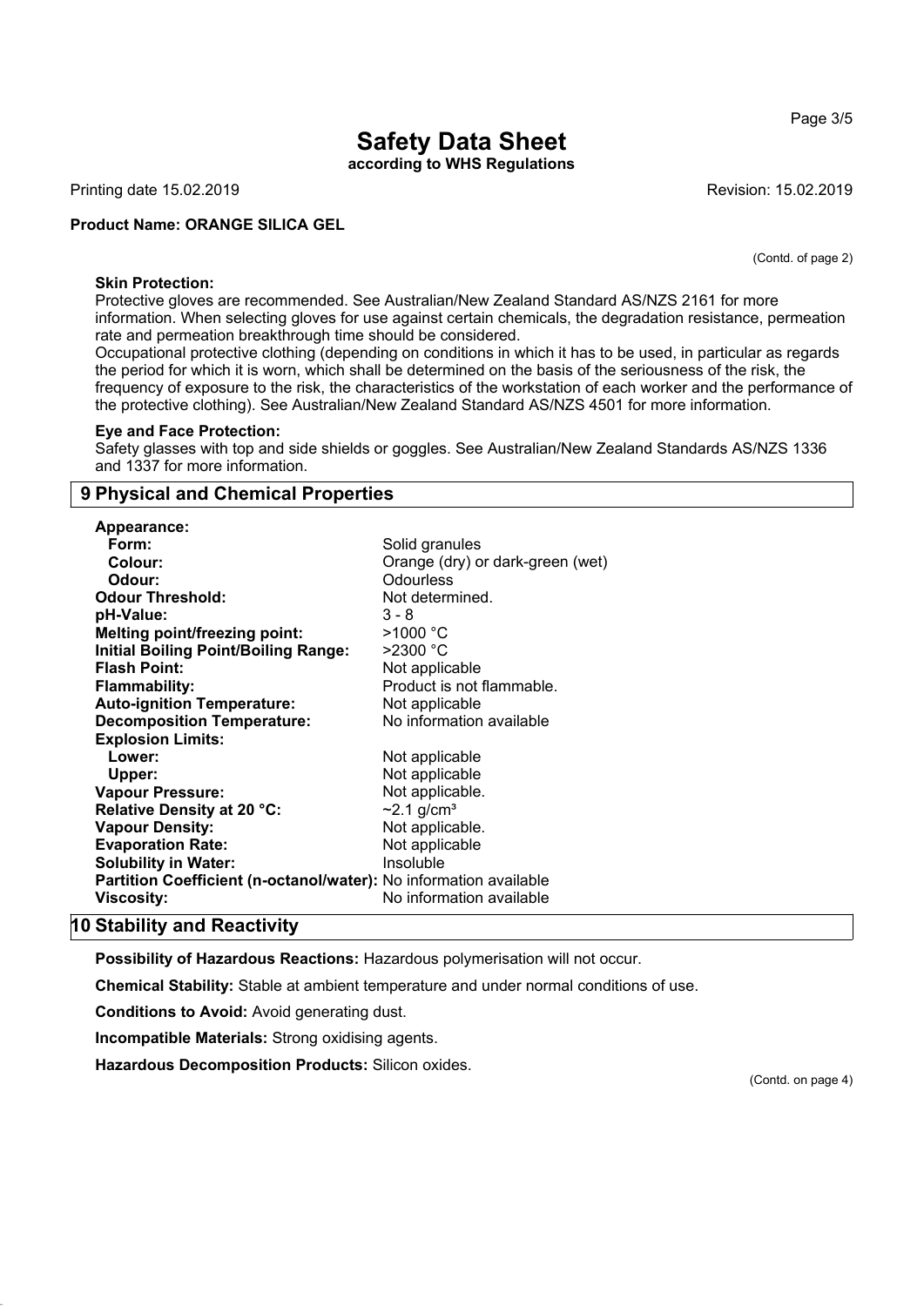(Contd. of page 2)

**Skin Protection:**
Protective gloves are recommended. See Australian/New Zealand Standard AS/NZS 2161 for more information. When selecting gloves for use against certain chemicals, the degradation resistance, permeation rate and permeation breakthrough time should be considered.
Occupational protective clothing (depending on conditions in which it has to be used, in particular as regards the period for which it is worn, which shall be determined on the basis of the seriousness of the risk, the frequency of exposure to the risk, the characteristics of the workstation of each worker and the performance of the protective clothing). See Australian/New Zealand Standard AS/NZS 4501 for more information.

**Eye and Face Protection:**
Safety glasses with top and side shields or goggles. See Australian/New Zealand Standards AS/NZS 1336 and 1337 for more information.

## 9 Physical and Chemical Properties

| | |
|---|---|
| **Appearance:** | |
| **Form:** | Solid granules |
| **Colour:** | Orange (dry) or dark-green (wet) |
| **Odour:** | Odourless |
| **Odour Threshold:** | Not determined. |
| **pH-Value:** | 3 - 8 |
| **Melting point/freezing point:** | >1000 °C |
| **Initial Boiling Point/Boiling Range:** | >2300 °C |
| **Flash Point:** | Not applicable |
| **Flammability:** | Product is not flammable. |
| **Auto-ignition Temperature:** | Not applicable |
| **Decomposition Temperature:** | No information available |
| **Explosion Limits:** | |
| **Lower:** | Not applicable |
| **Upper:** | Not applicable |
| **Vapour Pressure:** | Not applicable. |
| **Relative Density at 20 °C:** | ~2.1 g/cm³ |
| **Vapour Density:** | Not applicable. |
| **Evaporation Rate:** | Not applicable |
| **Solubility in Water:** | Insoluble |
| **Partition Coefficient (n-octanol/water):** | No information available |
| **Viscosity:** | No information available |

## 10 Stability and Reactivity

**Possibility of Hazardous Reactions:** Hazardous polymerisation will not occur.

**Chemical Stability:** Stable at ambient temperature and under normal conditions of use.

**Conditions to Avoid:** Avoid generating dust.

**Incompatible Materials:** Strong oxidising agents.

**Hazardous Decomposition Products:** Silicon oxides.

(Contd. on page 4)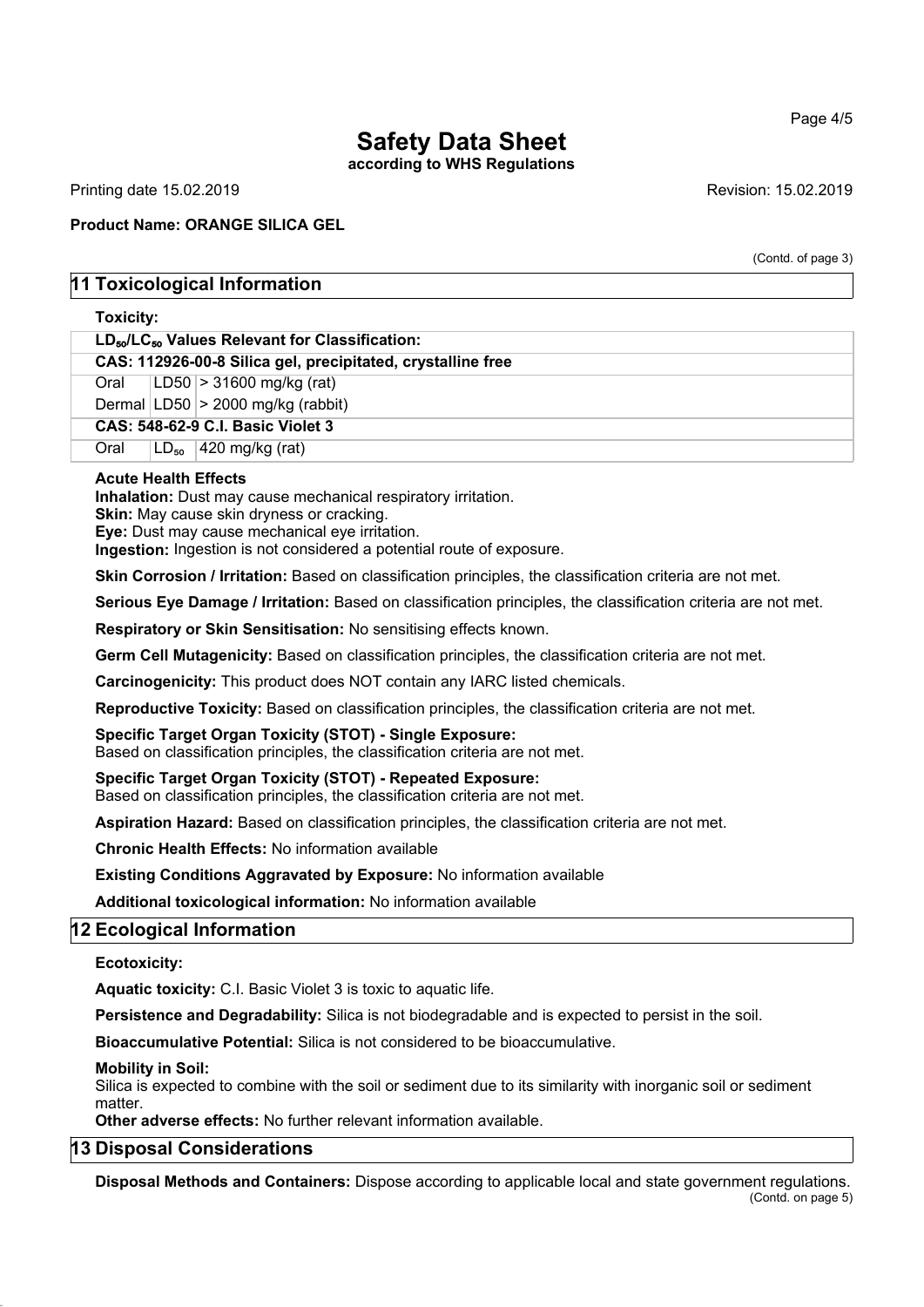(Contd. of page 3)

## 11 Toxicological Information

**Toxicity:**

| $LD_{50}/LC_{50}$ Values Relevant for Classification: | | |
|---|---|---|
| **CAS: 112926-00-8 Silica gel, precipitated, crystalline free** | | |
| Oral | LD50 | > 31600 mg/kg (rat) |
| Dermal | LD50 | > 2000 mg/kg (rabbit) |
| **CAS: 548-62-9 C.I. Basic Violet 3** | | |
| Oral | $LD_{50}$ | 420 mg/kg (rat) |

**Acute Health Effects**

**Inhalation:** Dust may cause mechanical respiratory irritation.
**Skin:** May cause skin dryness or cracking.
**Eye:** Dust may cause mechanical eye irritation.
**Ingestion:** Ingestion is not considered a potential route of exposure.

**Skin Corrosion / Irritation:** Based on classification principles, the classification criteria are not met.

**Serious Eye Damage / Irritation:** Based on classification principles, the classification criteria are not met.

**Respiratory or Skin Sensitisation:** No sensitising effects known.

**Germ Cell Mutagenicity:** Based on classification principles, the classification criteria are not met.

**Carcinogenicity:** This product does NOT contain any IARC listed chemicals.

**Reproductive Toxicity:** Based on classification principles, the classification criteria are not met.

**Specific Target Organ Toxicity (STOT) - Single Exposure:**
Based on classification principles, the classification criteria are not met.

**Specific Target Organ Toxicity (STOT) - Repeated Exposure:**
Based on classification principles, the classification criteria are not met.

**Aspiration Hazard:** Based on classification principles, the classification criteria are not met.

**Chronic Health Effects:** No information available

**Existing Conditions Aggravated by Exposure:** No information available

**Additional toxicological information:** No information available

## 12 Ecological Information

**Ecotoxicity:**

**Aquatic toxicity:** C.I. Basic Violet 3 is toxic to aquatic life.

**Persistence and Degradability:** Silica is not biodegradable and is expected to persist in the soil.

**Bioaccumulative Potential:** Silica is not considered to be bioaccumulative.

**Mobility in Soil:**
Silica is expected to combine with the soil or sediment due to its similarity with inorganic soil or sediment matter.

**Other adverse effects:** No further relevant information available.

## 13 Disposal Considerations

**Disposal Methods and Containers:** Dispose according to applicable local and state government regulations.

(Contd. on page 5)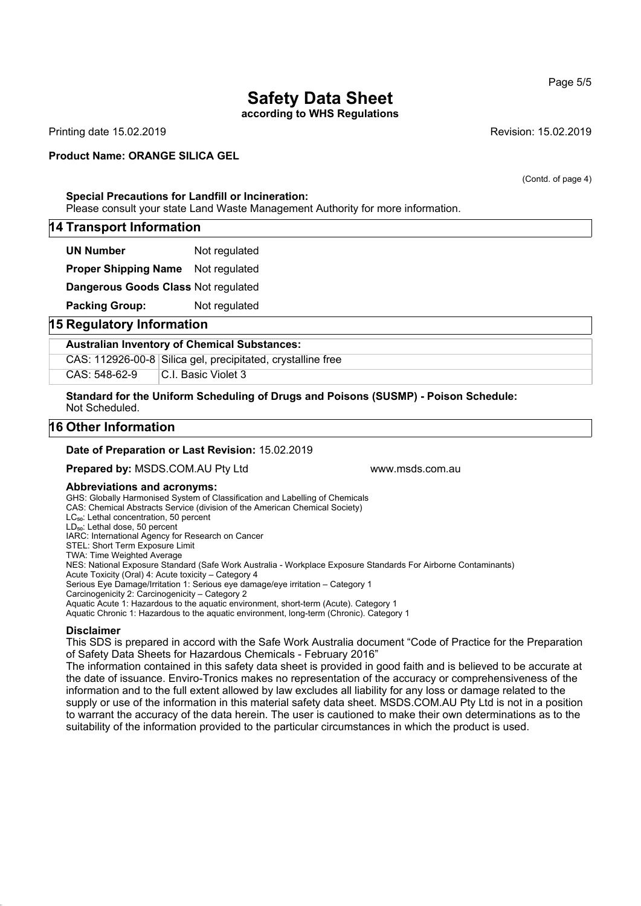(Contd. of page 4)

**Special Precautions for Landfill or Incineration:**
Please consult your state Land Waste Management Authority for more information.

## 14 Transport Information

**UN Number** Not regulated

**Proper Shipping Name** Not regulated

**Dangerous Goods Class** Not regulated

**Packing Group:** Not regulated

## 15 Regulatory Information

| Australian Inventory of Chemical Substances: | |
|---|---|
| CAS: 112926-00-8 | Silica gel, precipitated, crystalline free |
| CAS: 548-62-9 | C.I. Basic Violet 3 |

**Standard for the Uniform Scheduling of Drugs and Poisons (SUSMP) - Poison Schedule:**
Not Scheduled.

## 16 Other Information

**Date of Preparation or Last Revision:** 15.02.2019

**Prepared by:** MSDS.COM.AU Pty Ltd www.msds.com.au

**Abbreviations and acronyms:**
GHS: Globally Harmonised System of Classification and Labelling of Chemicals
CAS: Chemical Abstracts Service (division of the American Chemical Society)
$LC_{50}$: Lethal concentration, 50 percent
$LD_{50}$: Lethal dose, 50 percent
IARC: International Agency for Research on Cancer
STEL: Short Term Exposure Limit
TWA: Time Weighted Average
NES: National Exposure Standard (Safe Work Australia - Workplace Exposure Standards For Airborne Contaminants)
Acute Toxicity (Oral) 4: Acute toxicity – Category 4
Serious Eye Damage/Irritation 1: Serious eye damage/eye irritation – Category 1
Carcinogenicity 2: Carcinogenicity – Category 2
Aquatic Acute 1: Hazardous to the aquatic environment, short-term (Acute). Category 1
Aquatic Chronic 1: Hazardous to the aquatic environment, long-term (Chronic). Category 1

**Disclaimer**
This SDS is prepared in accord with the Safe Work Australia document "Code of Practice for the Preparation of Safety Data Sheets for Hazardous Chemicals - February 2016"
The information contained in this safety data sheet is provided in good faith and is believed to be accurate at the date of issuance. Enviro-Tronics makes no representation of the accuracy or comprehensiveness of the information and to the full extent allowed by law excludes all liability for any loss or damage related to the supply or use of the information in this material safety data sheet. MSDS.COM.AU Pty Ltd is not in a position to warrant the accuracy of the data herein. The user is cautioned to make their own determinations as to the suitability of the information provided to the particular circumstances in which the product is used.